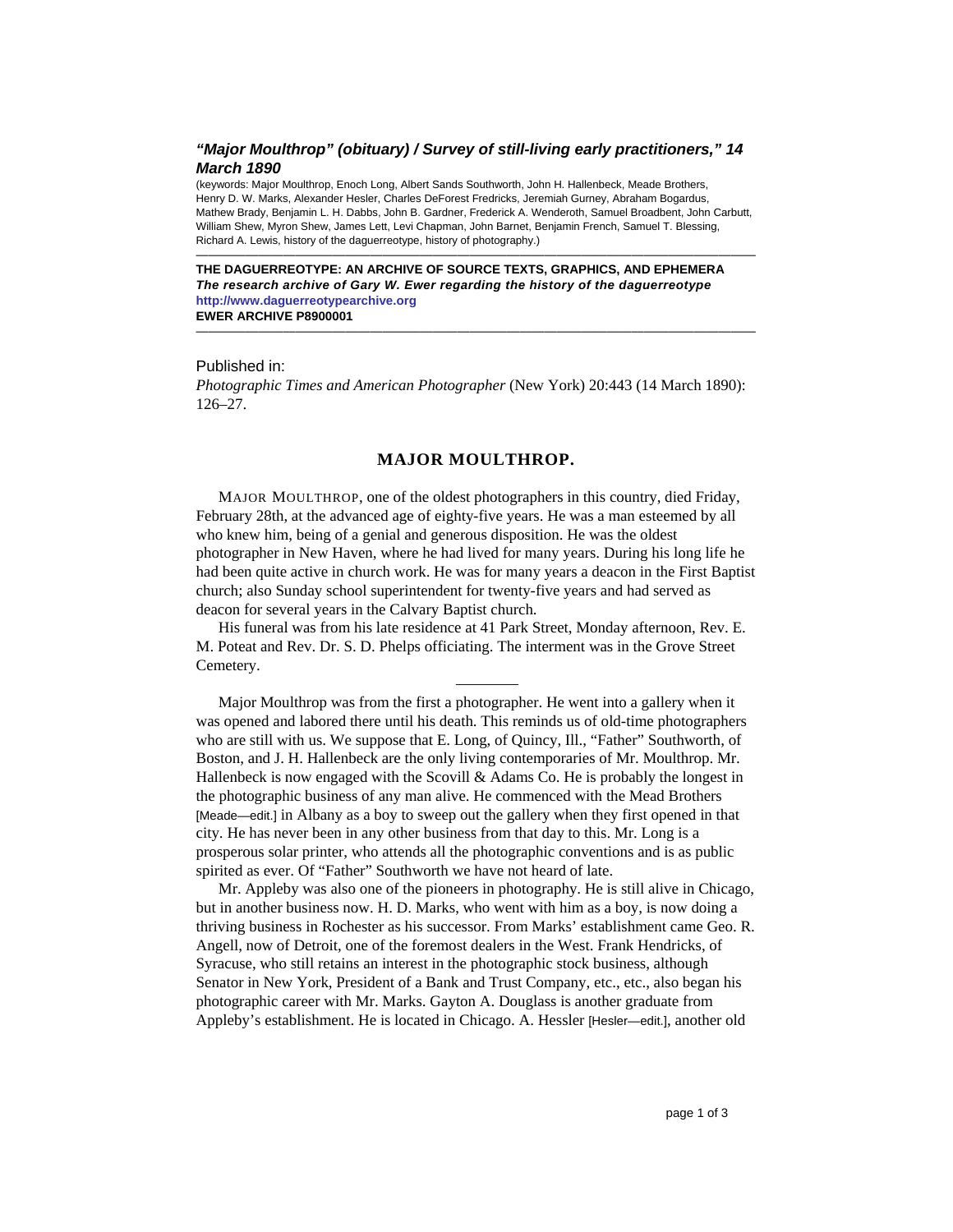### *"Major Moulthrop" (obituary) / Survey of still-living early practitioners," 14 March 1890*

(keywords: Major Moulthrop, Enoch Long, Albert Sands Southworth, John H. Hallenbeck, Meade Brothers, Henry D. W. Marks, Alexander Hesler, Charles DeForest Fredricks, Jeremiah Gurney, Abraham Bogardus, Mathew Brady, Benjamin L. H. Dabbs, John B. Gardner, Frederick A. Wenderoth, Samuel Broadbent, John Carbutt, William Shew, Myron Shew, James Lett, Levi Chapman, John Barnet, Benjamin French, Samuel T. Blessing, Richard A. Lewis, history of the daguerreotype, history of photography.)

---

**THE DAGUERREOTYPE: AN ARCHIVE OF SOURCE TEXTS, GRAPHICS, AND EPHEMERA**
***The research archive of Gary W. Ewer regarding the history of the daguerreotype***
**http://www.daguerreotypearchive.org**
**EWER ARCHIVE P8900001**

---

Published in:
*Photographic Times and American Photographer* (New York) 20:443 (14 March 1890): 126–27.

## MAJOR MOULTHROP.

MAJOR MOULTHROP, one of the oldest photographers in this country, died Friday, February 28th, at the advanced age of eighty-five years. He was a man esteemed by all who knew him, being of a genial and generous disposition. He was the oldest photographer in New Haven, where he had lived for many years. During his long life he had been quite active in church work. He was for many years a deacon in the First Baptist church; also Sunday school superintendent for twenty-five years and had served as deacon for several years in the Calvary Baptist church.

His funeral was from his late residence at 41 Park Street, Monday afternoon, Rev. E. M. Poteat and Rev. Dr. S. D. Phelps officiating. The interment was in the Grove Street Cemetery.

---

Major Moulthrop was from the first a photographer. He went into a gallery when it was opened and labored there until his death. This reminds us of old-time photographers who are still with us. We suppose that E. Long, of Quincy, Ill., "Father" Southworth, of Boston, and J. H. Hallenbeck are the only living contemporaries of Mr. Moulthrop. Mr. Hallenbeck is now engaged with the Scovill & Adams Co. He is probably the longest in the photographic business of any man alive. He commenced with the Mead Brothers [Meade—edit.] in Albany as a boy to sweep out the gallery when they first opened in that city. He has never been in any other business from that day to this. Mr. Long is a prosperous solar printer, who attends all the photographic conventions and is as public spirited as ever. Of "Father" Southworth we have not heard of late.

Mr. Appleby was also one of the pioneers in photography. He is still alive in Chicago, but in another business now. H. D. Marks, who went with him as a boy, is now doing a thriving business in Rochester as his successor. From Marks' establishment came Geo. R. Angell, now of Detroit, one of the foremost dealers in the West. Frank Hendricks, of Syracuse, who still retains an interest in the photographic stock business, although Senator in New York, President of a Bank and Trust Company, etc., etc., also began his photographic career with Mr. Marks. Gayton A. Douglass is another graduate from Appleby's establishment. He is located in Chicago. A. Hessler [Hesler—edit.], another old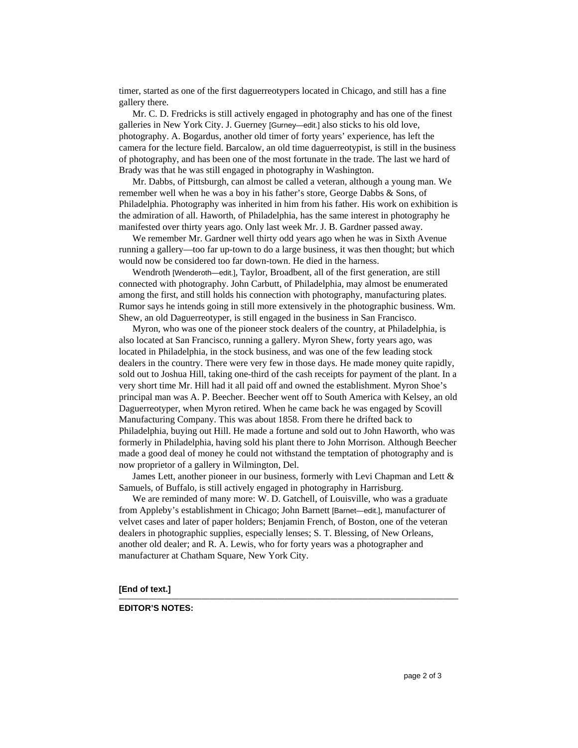timer, started as one of the first daguerreotypers located in Chicago, and still has a fine gallery there.

Mr. C. D. Fredricks is still actively engaged in photography and has one of the finest galleries in New York City. J. Guerney [Gurney—edit.] also sticks to his old love, photography. A. Bogardus, another old timer of forty years' experience, has left the camera for the lecture field. Barcalow, an old time daguerreotypist, is still in the business of photography, and has been one of the most fortunate in the trade. The last we hard of Brady was that he was still engaged in photography in Washington.

Mr. Dabbs, of Pittsburgh, can almost be called a veteran, although a young man. We remember well when he was a boy in his father's store, George Dabbs & Sons, of Philadelphia. Photography was inherited in him from his father. His work on exhibition is the admiration of all. Haworth, of Philadelphia, has the same interest in photography he manifested over thirty years ago. Only last week Mr. J. B. Gardner passed away.

We remember Mr. Gardner well thirty odd years ago when he was in Sixth Avenue running a gallery—too far up-town to do a large business, it was then thought; but which would now be considered too far down-town. He died in the harness.

Wendroth [Wenderoth—edit.], Taylor, Broadbent, all of the first generation, are still connected with photography. John Carbutt, of Philadelphia, may almost be enumerated among the first, and still holds his connection with photography, manufacturing plates. Rumor says he intends going in still more extensively in the photographic business. Wm. Shew, an old Daguerreotyper, is still engaged in the business in San Francisco.

Myron, who was one of the pioneer stock dealers of the country, at Philadelphia, is also located at San Francisco, running a gallery. Myron Shew, forty years ago, was located in Philadelphia, in the stock business, and was one of the few leading stock dealers in the country. There were very few in those days. He made money quite rapidly, sold out to Joshua Hill, taking one-third of the cash receipts for payment of the plant. In a very short time Mr. Hill had it all paid off and owned the establishment. Myron Shoe's principal man was A. P. Beecher. Beecher went off to South America with Kelsey, an old Daguerreotyper, when Myron retired. When he came back he was engaged by Scovill Manufacturing Company. This was about 1858. From there he drifted back to Philadelphia, buying out Hill. He made a fortune and sold out to John Haworth, who was formerly in Philadelphia, having sold his plant there to John Morrison. Although Beecher made a good deal of money he could not withstand the temptation of photography and is now proprietor of a gallery in Wilmington, Del.

James Lett, another pioneer in our business, formerly with Levi Chapman and Lett & Samuels, of Buffalo, is still actively engaged in photography in Harrisburg.

We are reminded of many more: W. D. Gatchell, of Louisville, who was a graduate from Appleby's establishment in Chicago; John Barnett [Barnet—edit.], manufacturer of velvet cases and later of paper holders; Benjamin French, of Boston, one of the veteran dealers in photographic supplies, especially lenses; S. T. Blessing, of New Orleans, another old dealer; and R. A. Lewis, who for forty years was a photographer and manufacturer at Chatham Square, New York City.

**[End of text.]**

---

**EDITOR'S NOTES:**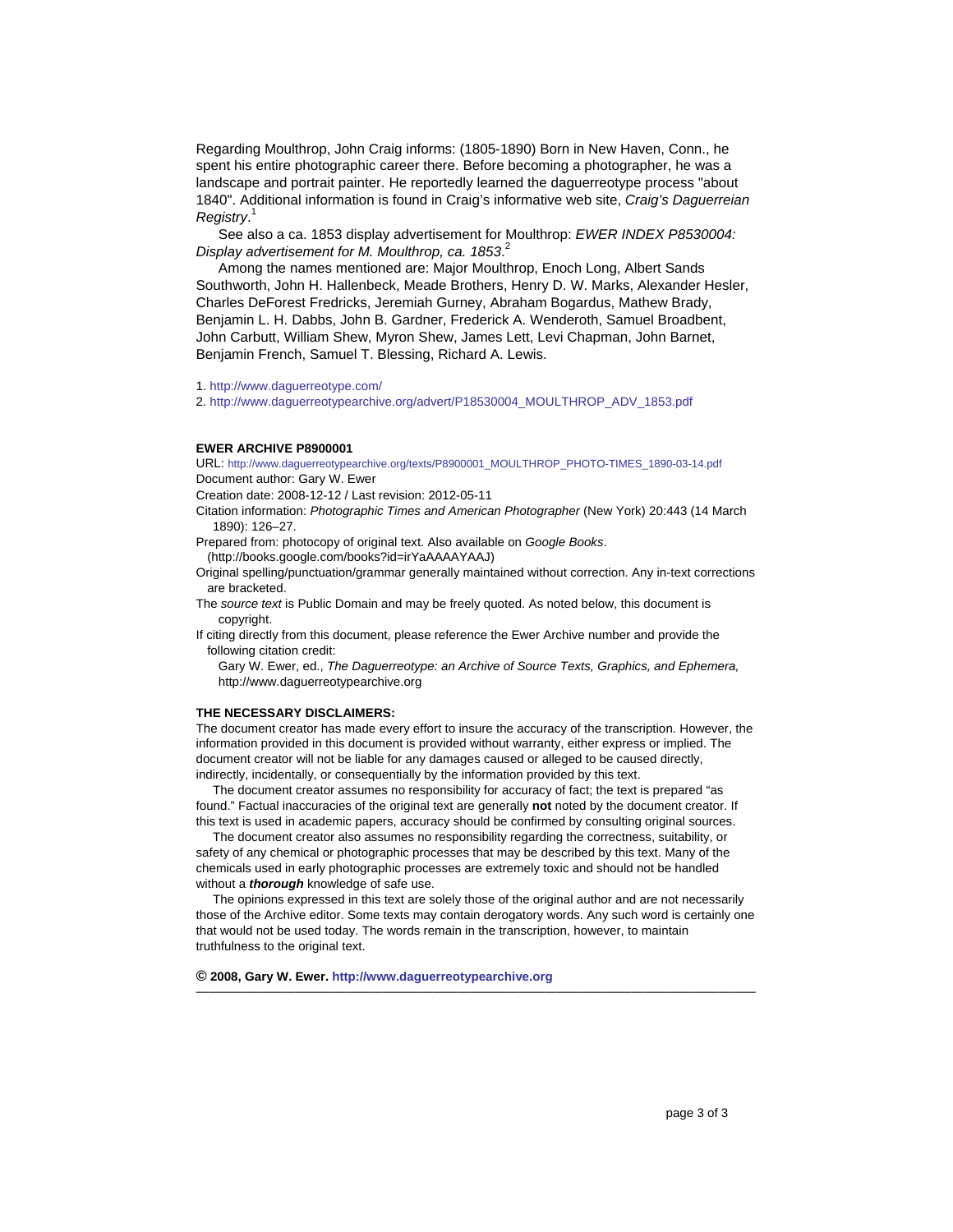Regarding Moulthrop, John Craig informs: (1805-1890) Born in New Haven, Conn., he spent his entire photographic career there. Before becoming a photographer, he was a landscape and portrait painter. He reportedly learned the daguerreotype process "about 1840". Additional information is found in Craig's informative web site, *Craig's Daguerreian Registry*.[1]

See also a ca. 1853 display advertisement for Moulthrop: *EWER INDEX P8530004: Display advertisement for M. Moulthrop, ca. 1853*.[2]

Among the names mentioned are: Major Moulthrop, Enoch Long, Albert Sands Southworth, John H. Hallenbeck, Meade Brothers, Henry D. W. Marks, Alexander Hesler, Charles DeForest Fredricks, Jeremiah Gurney, Abraham Bogardus, Mathew Brady, Benjamin L. H. Dabbs, John B. Gardner, Frederick A. Wenderoth, Samuel Broadbent, John Carbutt, William Shew, Myron Shew, James Lett, Levi Chapman, John Barnet, Benjamin French, Samuel T. Blessing, Richard A. Lewis.

1. http://www.daguerreotype.com/
2. http://www.daguerreotypearchive.org/advert/P18530004_MOULTHROP_ADV_1853.pdf

**EWER ARCHIVE P8900001**

URL: http://www.daguerreotypearchive.org/texts/P8900001_MOULTHROP_PHOTO-TIMES_1890-03-14.pdf

Document author: Gary W. Ewer

Creation date: 2008-12-12 / Last revision: 2012-05-11

Citation information: *Photographic Times and American Photographer* (New York) 20:443 (14 March 1890): 126–27.

Prepared from: photocopy of original text. Also available on *Google Books*. (http://books.google.com/books?id=irYaAAAAYAAJ)

Original spelling/punctuation/grammar generally maintained without correction. Any in-text corrections are bracketed.

The *source text* is Public Domain and may be freely quoted. As noted below, this document is copyright.

If citing directly from this document, please reference the Ewer Archive number and provide the following citation credit:

Gary W. Ewer, ed., *The Daguerreotype: an Archive of Source Texts, Graphics, and Ephemera,* http://www.daguerreotypearchive.org

**THE NECESSARY DISCLAIMERS:**

The document creator has made every effort to insure the accuracy of the transcription. However, the information provided in this document is provided without warranty, either express or implied. The document creator will not be liable for any damages caused or alleged to be caused directly, indirectly, incidentally, or consequentially by the information provided by this text.

The document creator assumes no responsibility for accuracy of fact; the text is prepared "as found." Factual inaccuracies of the original text are generally **not** noted by the document creator. If this text is used in academic papers, accuracy should be confirmed by consulting original sources.

The document creator also assumes no responsibility regarding the correctness, suitability, or safety of any chemical or photographic processes that may be described by this text. Many of the chemicals used in early photographic processes are extremely toxic and should not be handled without a ***thorough*** knowledge of safe use.

The opinions expressed in this text are solely those of the original author and are not necessarily those of the Archive editor. Some texts may contain derogatory words. Any such word is certainly one that would not be used today. The words remain in the transcription, however, to maintain truthfulness to the original text.

**© 2008, Gary W. Ewer. http://www.daguerreotypearchive.org**